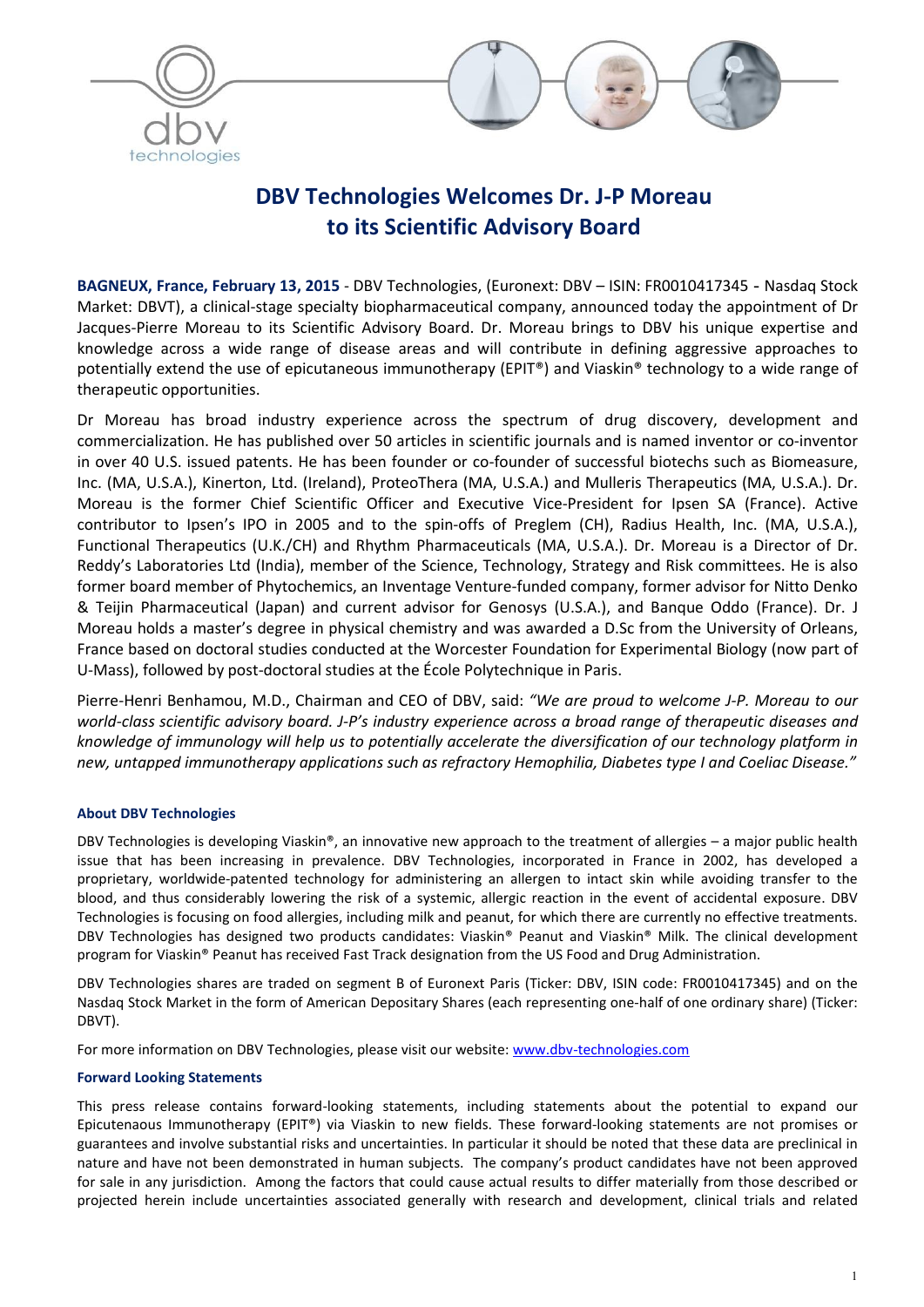# DBV Technologies Welcomes Dr. J-P Moreau to its Scientific Advisory Board

**BAGNEUX, France, February 13, 2015** - DBV Technologies, (Euronext: DBV – ISIN: FR0010417345 - Nasdaq Stock Market: DBVT), a clinical-stage specialty biopharmaceutical company, announced today the appointment of Dr Jacques-Pierre Moreau to its Scientific Advisory Board. Dr. Moreau brings to DBV his unique expertise and knowledge across a wide range of disease areas and will contribute in defining aggressive approaches to potentially extend the use of epicutaneous immunotherapy (EPIT®) and Viaskin® technology to a wide range of therapeutic opportunities.

Dr Moreau has broad industry experience across the spectrum of drug discovery, development and commercialization. He has published over 50 articles in scientific journals and is named inventor or co-inventor in over 40 U.S. issued patents. He has been founder or co-founder of successful biotechs such as Biomeasure, Inc. (MA, U.S.A.), Kinerton, Ltd. (Ireland), ProteoThera (MA, U.S.A.) and Mulleris Therapeutics (MA, U.S.A.). Dr. Moreau is the former Chief Scientific Officer and Executive Vice-President for Ipsen SA (France). Active contributor to Ipsen's IPO in 2005 and to the spin-offs of Preglem (CH), Radius Health, Inc. (MA, U.S.A.), Functional Therapeutics (U.K./CH) and Rhythm Pharmaceuticals (MA, U.S.A.). Dr. Moreau is a Director of Dr. Reddy's Laboratories Ltd (India), member of the Science, Technology, Strategy and Risk committees. He is also former board member of Phytochemics, an Inventage Venture-funded company, former advisor for Nitto Denko & Teijin Pharmaceutical (Japan) and current advisor for Genosys (U.S.A.), and Banque Oddo (France). Dr. J Moreau holds a master's degree in physical chemistry and was awarded a D.Sc from the University of Orleans, France based on doctoral studies conducted at the Worcester Foundation for Experimental Biology (now part of U-Mass), followed by post-doctoral studies at the École Polytechnique in Paris.

Pierre-Henri Benhamou, M.D., Chairman and CEO of DBV, said: *"We are proud to welcome J-P. Moreau to our world-class scientific advisory board. J-P's industry experience across a broad range of therapeutic diseases and knowledge of immunology will help us to potentially accelerate the diversification of our technology platform in new, untapped immunotherapy applications such as refractory Hemophilia, Diabetes type I and Coeliac Disease."*

### About DBV Technologies

DBV Technologies is developing Viaskin®, an innovative new approach to the treatment of allergies – a major public health issue that has been increasing in prevalence. DBV Technologies, incorporated in France in 2002, has developed a proprietary, worldwide-patented technology for administering an allergen to intact skin while avoiding transfer to the blood, and thus considerably lowering the risk of a systemic, allergic reaction in the event of accidental exposure. DBV Technologies is focusing on food allergies, including milk and peanut, for which there are currently no effective treatments. DBV Technologies has designed two products candidates: Viaskin® Peanut and Viaskin® Milk. The clinical development program for Viaskin® Peanut has received Fast Track designation from the US Food and Drug Administration.

DBV Technologies shares are traded on segment B of Euronext Paris (Ticker: DBV, ISIN code: FR0010417345) and on the Nasdaq Stock Market in the form of American Depositary Shares (each representing one-half of one ordinary share) (Ticker: DBVT).

For more information on DBV Technologies, please visit our website: [www.dbv-technologies.com](http://www.dbv-technologies.com)

### Forward Looking Statements

This press release contains forward-looking statements, including statements about the potential to expand our Epicutenaous Immunotherapy (EPIT®) via Viaskin to new fields. These forward-looking statements are not promises or guarantees and involve substantial risks and uncertainties. In particular it should be noted that these data are preclinical in nature and have not been demonstrated in human subjects. The company's product candidates have not been approved for sale in any jurisdiction. Among the factors that could cause actual results to differ materially from those described or projected herein include uncertainties associated generally with research and development, clinical trials and related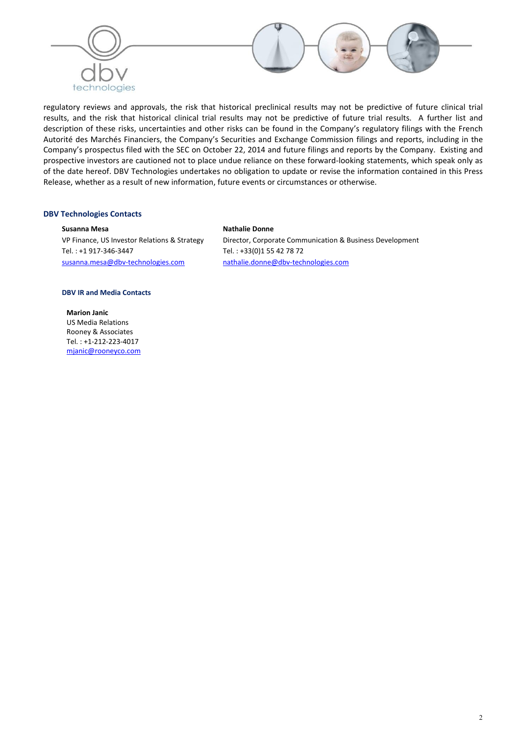regulatory reviews and approvals, the risk that historical preclinical results may not be predictive of future clinical trial results, and the risk that historical clinical trial results may not be predictive of future trial results. A further list and description of these risks, uncertainties and other risks can be found in the Company's regulatory filings with the French Autorité des Marchés Financiers, the Company's Securities and Exchange Commission filings and reports, including in the Company's prospectus filed with the SEC on October 22, 2014 and future filings and reports by the Company. Existing and prospective investors are cautioned not to place undue reliance on these forward-looking statements, which speak only as of the date hereof. DBV Technologies undertakes no obligation to update or revise the information contained in this Press Release, whether as a result of new information, future events or circumstances or otherwise.

### DBV Technologies Contacts

**Susanna Mesa**
VP Finance, US Investor Relations & Strategy
Tel. : +1 917-346-3447
susanna.mesa@dbv-technologies.com

**Nathalie Donne**
Director, Corporate Communication & Business Development
Tel. : +33(0)1 55 42 78 72
nathalie.donne@dbv-technologies.com

### DBV IR and Media Contacts

**Marion Janic**
US Media Relations
Rooney & Associates
Tel. : +1-212-223-4017
mjanic@rooneyco.com